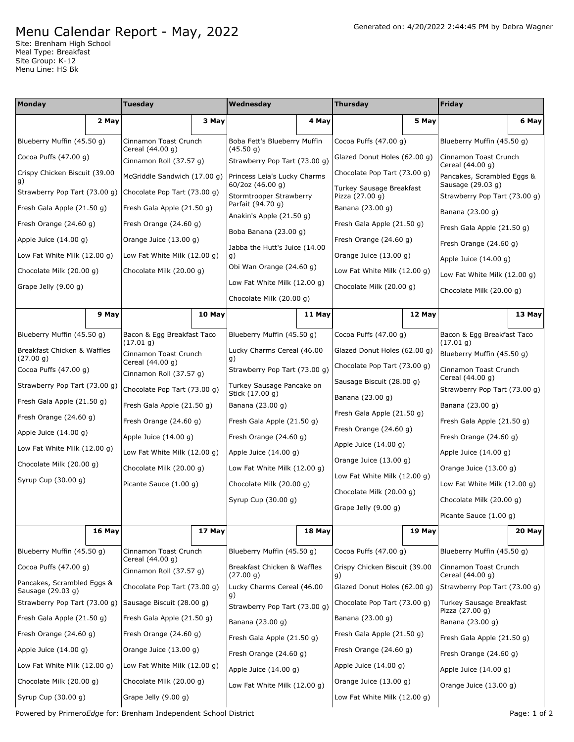# Menu Calendar Report - May, 2022

Generated on: 4/20/2022 2:44:45 PM by Debra Wagner

Site: Brenham High School
Meal Type: Breakfast
Site Group: K-12
Menu Line: HS Bk

| Monday | Tuesday | Wednesday | Thursday | Friday |
|---|---|---|---|---|
| **2 May** | **3 May** | **4 May** | **5 May** | **6 May** |
| Blueberry Muffin (45.50 g)<br>Cocoa Puffs (47.00 g)<br>Crispy Chicken Biscuit (39.00 g)<br>Strawberry Pop Tart (73.00 g)<br>Fresh Gala Apple (21.50 g)<br>Fresh Orange (24.60 g)<br>Apple Juice (14.00 g)<br>Low Fat White Milk (12.00 g)<br>Chocolate Milk (20.00 g)<br>Grape Jelly (9.00 g) | Cinnamon Toast Crunch Cereal (44.00 g)<br>Cinnamon Roll (37.57 g)<br>McGriddle Sandwich (17.00 g)<br>Chocolate Pop Tart (73.00 g)<br>Fresh Gala Apple (21.50 g)<br>Fresh Orange (24.60 g)<br>Orange Juice (13.00 g)<br>Low Fat White Milk (12.00 g)<br>Chocolate Milk (20.00 g) | Boba Fett's Blueberry Muffin (45.50 g)<br>Strawberry Pop Tart (73.00 g)<br>Princess Leia's Lucky Charms 60/2oz (46.00 g)<br>Stormtrooper Strawberry Parfait (94.70 g)<br>Anakin's Apple (21.50 g)<br>Boba Banana (23.00 g)<br>Jabba the Hutt's Juice (14.00 g)<br>Obi Wan Orange (24.60 g)<br>Low Fat White Milk (12.00 g)<br>Chocolate Milk (20.00 g) | Cocoa Puffs (47.00 g)<br>Glazed Donut Holes (62.00 g)<br>Chocolate Pop Tart (73.00 g)<br>Turkey Sausage Breakfast Pizza (27.00 g)<br>Banana (23.00 g)<br>Fresh Gala Apple (21.50 g)<br>Fresh Orange (24.60 g)<br>Orange Juice (13.00 g)<br>Low Fat White Milk (12.00 g)<br>Chocolate Milk (20.00 g) | Blueberry Muffin (45.50 g)<br>Cinnamon Toast Crunch Cereal (44.00 g)<br>Pancakes, Scrambled Eggs & Sausage (29.03 g)<br>Strawberry Pop Tart (73.00 g)<br>Banana (23.00 g)<br>Fresh Gala Apple (21.50 g)<br>Fresh Orange (24.60 g)<br>Apple Juice (14.00 g)<br>Low Fat White Milk (12.00 g)<br>Chocolate Milk (20.00 g) |
| **9 May** | **10 May** | **11 May** | **12 May** | **13 May** |
| Blueberry Muffin (45.50 g)<br>Breakfast Chicken & Waffles (27.00 g)<br>Cocoa Puffs (47.00 g)<br>Strawberry Pop Tart (73.00 g)<br>Fresh Gala Apple (21.50 g)<br>Fresh Orange (24.60 g)<br>Apple Juice (14.00 g)<br>Low Fat White Milk (12.00 g)<br>Chocolate Milk (20.00 g)<br>Syrup Cup (30.00 g) | Bacon & Egg Breakfast Taco (17.01 g)<br>Cinnamon Toast Crunch Cereal (44.00 g)<br>Cinnamon Roll (37.57 g)<br>Chocolate Pop Tart (73.00 g)<br>Fresh Gala Apple (21.50 g)<br>Fresh Orange (24.60 g)<br>Apple Juice (14.00 g)<br>Low Fat White Milk (12.00 g)<br>Chocolate Milk (20.00 g)<br>Picante Sauce (1.00 g) | Blueberry Muffin (45.50 g)<br>Lucky Charms Cereal (46.00 g)<br>Strawberry Pop Tart (73.00 g)<br>Turkey Sausage Pancake on Stick (17.00 g)<br>Banana (23.00 g)<br>Fresh Gala Apple (21.50 g)<br>Fresh Orange (24.60 g)<br>Apple Juice (14.00 g)<br>Low Fat White Milk (12.00 g)<br>Chocolate Milk (20.00 g)<br>Syrup Cup (30.00 g) | Cocoa Puffs (47.00 g)<br>Glazed Donut Holes (62.00 g)<br>Chocolate Pop Tart (73.00 g)<br>Sausage Biscuit (28.00 g)<br>Banana (23.00 g)<br>Fresh Gala Apple (21.50 g)<br>Fresh Orange (24.60 g)<br>Apple Juice (14.00 g)<br>Orange Juice (13.00 g)<br>Low Fat White Milk (12.00 g)<br>Chocolate Milk (20.00 g)<br>Grape Jelly (9.00 g) | Bacon & Egg Breakfast Taco (17.01 g)<br>Blueberry Muffin (45.50 g)<br>Cinnamon Toast Crunch Cereal (44.00 g)<br>Strawberry Pop Tart (73.00 g)<br>Banana (23.00 g)<br>Fresh Gala Apple (21.50 g)<br>Fresh Orange (24.60 g)<br>Apple Juice (14.00 g)<br>Orange Juice (13.00 g)<br>Low Fat White Milk (12.00 g)<br>Chocolate Milk (20.00 g)<br>Picante Sauce (1.00 g) |
| **16 May** | **17 May** | **18 May** | **19 May** | **20 May** |
| Blueberry Muffin (45.50 g)<br>Cocoa Puffs (47.00 g)<br>Pancakes, Scrambled Eggs & Sausage (29.03 g)<br>Strawberry Pop Tart (73.00 g)<br>Fresh Gala Apple (21.50 g)<br>Fresh Orange (24.60 g)<br>Apple Juice (14.00 g)<br>Low Fat White Milk (12.00 g)<br>Chocolate Milk (20.00 g)<br>Syrup Cup (30.00 g) | Cinnamon Toast Crunch Cereal (44.00 g)<br>Cinnamon Roll (37.57 g)<br>Chocolate Pop Tart (73.00 g)<br>Sausage Biscuit (28.00 g)<br>Fresh Gala Apple (21.50 g)<br>Fresh Orange (24.60 g)<br>Orange Juice (13.00 g)<br>Low Fat White Milk (12.00 g)<br>Chocolate Milk (20.00 g)<br>Grape Jelly (9.00 g) | Blueberry Muffin (45.50 g)<br>Breakfast Chicken & Waffles (27.00 g)<br>Lucky Charms Cereal (46.00 g)<br>Strawberry Pop Tart (73.00 g)<br>Banana (23.00 g)<br>Fresh Gala Apple (21.50 g)<br>Fresh Orange (24.60 g)<br>Apple Juice (14.00 g)<br>Low Fat White Milk (12.00 g) | Cocoa Puffs (47.00 g)<br>Crispy Chicken Biscuit (39.00 g)<br>Glazed Donut Holes (62.00 g)<br>Chocolate Pop Tart (73.00 g)<br>Banana (23.00 g)<br>Fresh Gala Apple (21.50 g)<br>Fresh Orange (24.60 g)<br>Apple Juice (14.00 g)<br>Orange Juice (13.00 g)<br>Low Fat White Milk (12.00 g) | Blueberry Muffin (45.50 g)<br>Cinnamon Toast Crunch Cereal (44.00 g)<br>Strawberry Pop Tart (73.00 g)<br>Turkey Sausage Breakfast Pizza (27.00 g)<br>Banana (23.00 g)<br>Fresh Gala Apple (21.50 g)<br>Fresh Orange (24.60 g)<br>Apple Juice (14.00 g)<br>Orange Juice (13.00 g) |

Powered by Primero*Edge* for: Brenham Independent School District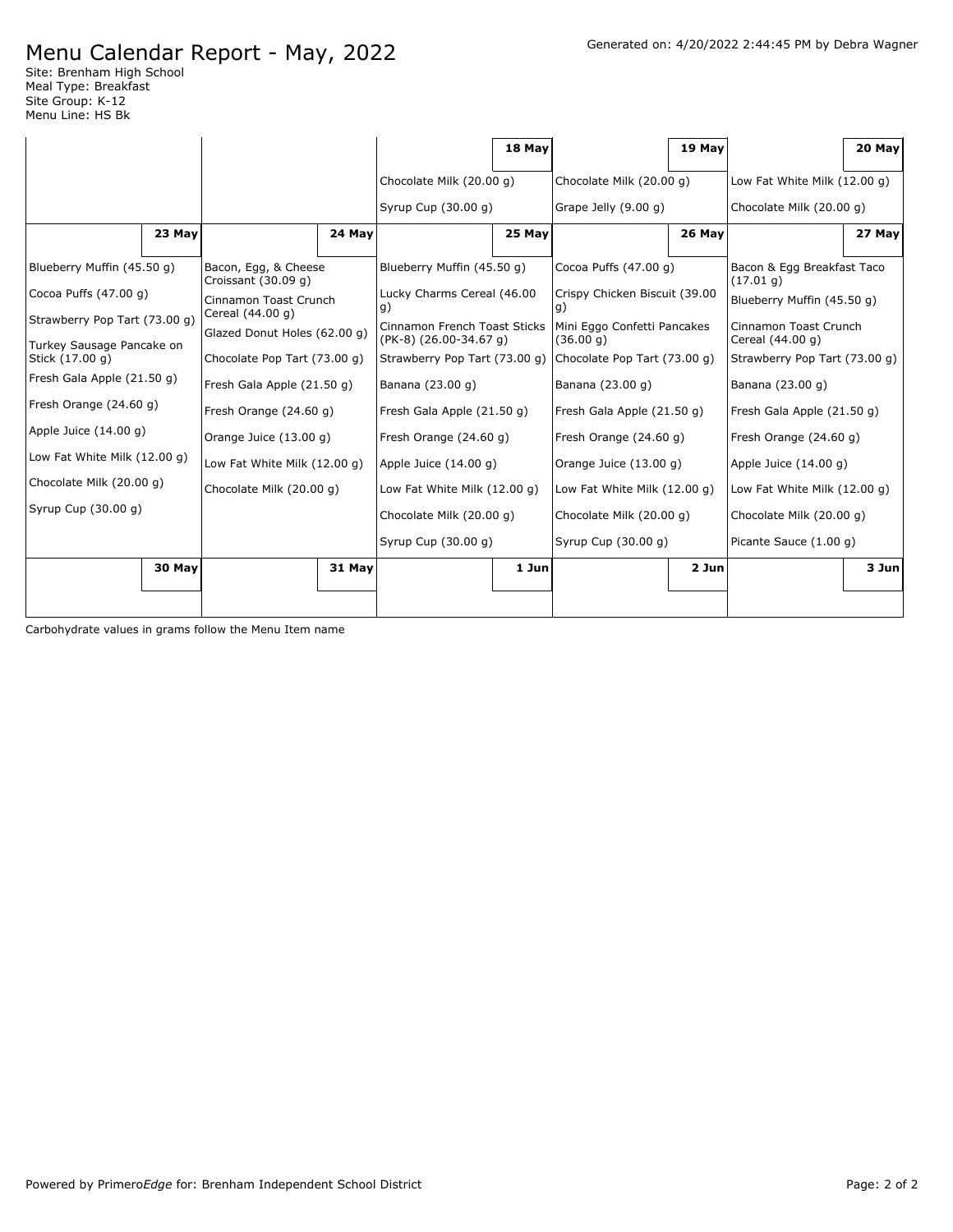# Menu Calendar Report - May, 2022

Generated on: 4/20/2022 2:44:45 PM by Debra Wagner

Site: Brenham High School
Meal Type: Breakfast
Site Group: K-12
Menu Line: HS Bk

| | | 18 May | 19 May | 20 May |
|---|---|---|---|---|
| | | Chocolate Milk (20.00 g) | Chocolate Milk (20.00 g) | Low Fat White Milk (12.00 g) |
| | | Syrup Cup (30.00 g) | Grape Jelly (9.00 g) | Chocolate Milk (20.00 g) |
| **23 May** | **24 May** | **25 May** | **26 May** | **27 May** |
| Blueberry Muffin (45.50 g) | Bacon, Egg, & Cheese Croissant (30.09 g) | Blueberry Muffin (45.50 g) | Cocoa Puffs (47.00 g) | Bacon & Egg Breakfast Taco (17.01 g) |
| Cocoa Puffs (47.00 g) | Cinnamon Toast Crunch Cereal (44.00 g) | Lucky Charms Cereal (46.00 g) | Crispy Chicken Biscuit (39.00 g) | Blueberry Muffin (45.50 g) |
| Strawberry Pop Tart (73.00 g) | Glazed Donut Holes (62.00 g) | Cinnamon French Toast Sticks (PK-8) (26.00-34.67 g) | Mini Eggo Confetti Pancakes (36.00 g) | Cinnamon Toast Crunch Cereal (44.00 g) |
| Turkey Sausage Pancake on Stick (17.00 g) | Chocolate Pop Tart (73.00 g) | Strawberry Pop Tart (73.00 g) | Chocolate Pop Tart (73.00 g) | Strawberry Pop Tart (73.00 g) |
| Fresh Gala Apple (21.50 g) | Fresh Gala Apple (21.50 g) | Banana (23.00 g) | Banana (23.00 g) | Banana (23.00 g) |
| Fresh Orange (24.60 g) | Fresh Orange (24.60 g) | Fresh Gala Apple (21.50 g) | Fresh Gala Apple (21.50 g) | Fresh Gala Apple (21.50 g) |
| Apple Juice (14.00 g) | Orange Juice (13.00 g) | Fresh Orange (24.60 g) | Fresh Orange (24.60 g) | Fresh Orange (24.60 g) |
| Low Fat White Milk (12.00 g) | Low Fat White Milk (12.00 g) | Apple Juice (14.00 g) | Orange Juice (13.00 g) | Apple Juice (14.00 g) |
| Chocolate Milk (20.00 g) | Chocolate Milk (20.00 g) | Low Fat White Milk (12.00 g) | Low Fat White Milk (12.00 g) | Low Fat White Milk (12.00 g) |
| Syrup Cup (30.00 g) | | Chocolate Milk (20.00 g) | Chocolate Milk (20.00 g) | Chocolate Milk (20.00 g) |
| | | Syrup Cup (30.00 g) | Syrup Cup (30.00 g) | Picante Sauce (1.00 g) |
| **30 May** | **31 May** | **1 Jun** | **2 Jun** | **3 Jun** |

Carbohydrate values in grams follow the Menu Item name

Powered by Primero*Edge* for: Brenham Independent School District